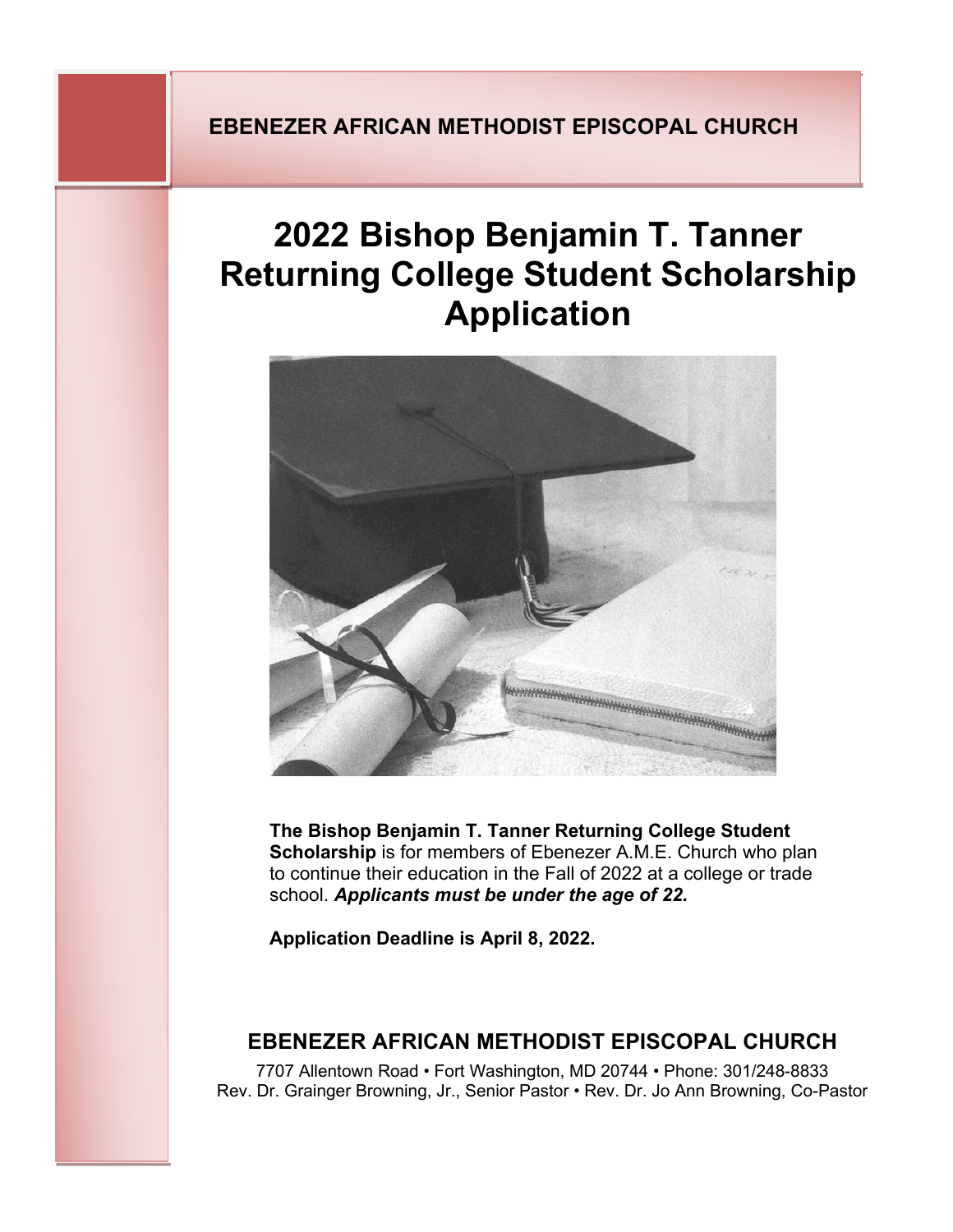**EBENEZER AFRICAN METHODIST EPISCOPAL CHURCH**

# 2022 Bishop Benjamin T. Tanner Returning College Student Scholarship Application

**The Bishop Benjamin T. Tanner Returning College Student Scholarship** is for members of Ebenezer A.M.E. Church who plan to continue their education in the Fall of 2022 at a college or trade school. ***Applicants must be under the age of 22.***

**Application Deadline is April 8, 2022.**

## EBENEZER AFRICAN METHODIST EPISCOPAL CHURCH

7707 Allentown Road • Fort Washington, MD 20744 • Phone: 301/248-8833
Rev. Dr. Grainger Browning, Jr., Senior Pastor • Rev. Dr. Jo Ann Browning, Co-Pastor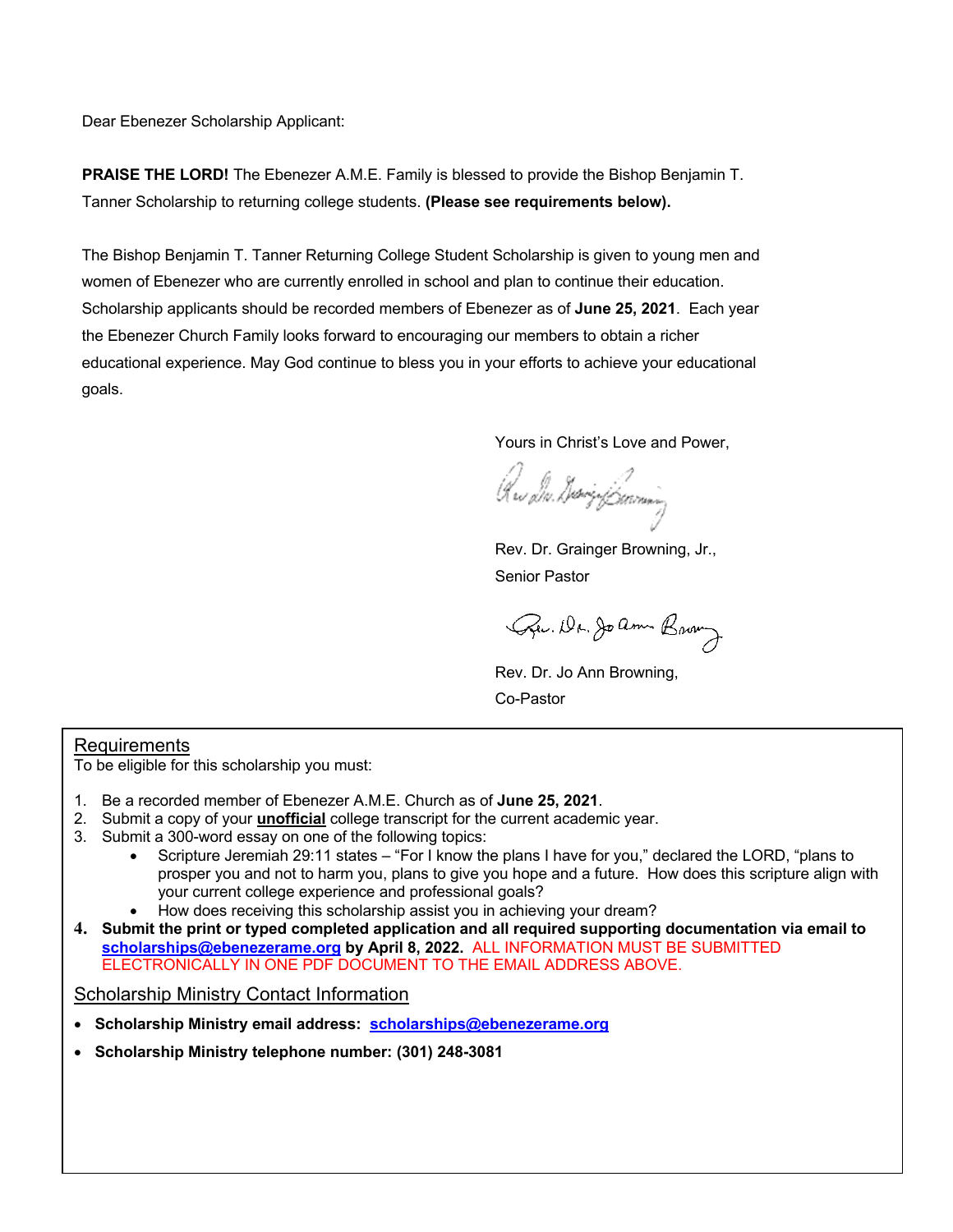Dear Ebenezer Scholarship Applicant:

**PRAISE THE LORD!** The Ebenezer A.M.E. Family is blessed to provide the Bishop Benjamin T. Tanner Scholarship to returning college students. **(Please see requirements below).**

The Bishop Benjamin T. Tanner Returning College Student Scholarship is given to young men and women of Ebenezer who are currently enrolled in school and plan to continue their education. Scholarship applicants should be recorded members of Ebenezer as of **June 25, 2021**. Each year the Ebenezer Church Family looks forward to encouraging our members to obtain a richer educational experience. May God continue to bless you in your efforts to achieve your educational goals.

Yours in Christ's Love and Power,

Rev. Dr. Grainger Browning, Jr.,
Senior Pastor

Rev. Dr. Jo Ann Browning,
Co-Pastor

## Requirements

To be eligible for this scholarship you must:

1. Be a recorded member of Ebenezer A.M.E. Church as of **June 25, 2021**.
2. Submit a copy of your **unofficial** college transcript for the current academic year.
3. Submit a 300-word essay on one of the following topics:
   - Scripture Jeremiah 29:11 states – "For I know the plans I have for you," declared the LORD, "plans to prosper you and not to harm you, plans to give you hope and a future. How does this scripture align with your current college experience and professional goals?
   - How does receiving this scholarship assist you in achieving your dream?
4. **Submit the print or typed completed application and all required supporting documentation via email to scholarships@ebenezerame.org by April 8, 2022.** ALL INFORMATION MUST BE SUBMITTED ELECTRONICALLY IN ONE PDF DOCUMENT TO THE EMAIL ADDRESS ABOVE.

## Scholarship Ministry Contact Information

- **Scholarship Ministry email address: scholarships@ebenezerame.org**
- **Scholarship Ministry telephone number: (301) 248-3081**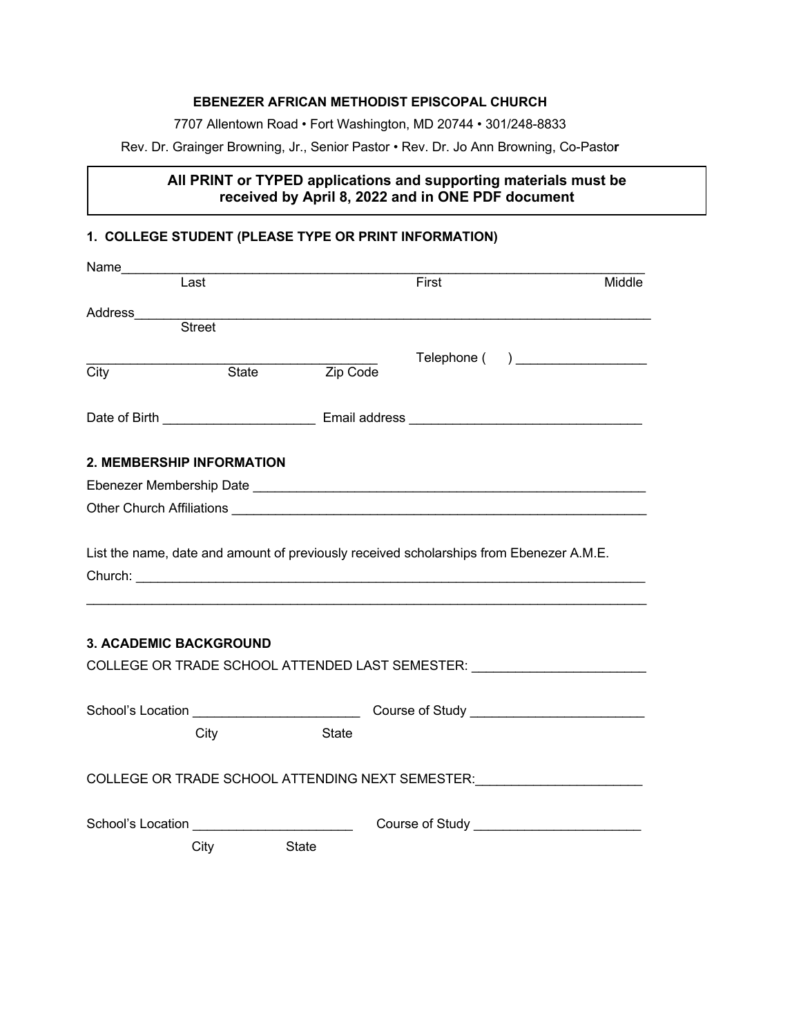**EBENEZER AFRICAN METHODIST EPISCOPAL CHURCH**

7707 Allentown Road • Fort Washington, MD 20744 • 301/248-8833

Rev. Dr. Grainger Browning, Jr., Senior Pastor • Rev. Dr. Jo Ann Browning, Co-Pastor

**All PRINT or TYPED applications and supporting materials must be received by April 8, 2022 and in ONE PDF document**

### 1. COLLEGE STUDENT (PLEASE TYPE OR PRINT INFORMATION)

Name___________________________________________________________________________
Last First Middle

Address__________________________________________________________________________
Street

_________________________________________ Telephone (     ) __________________
City State Zip Code

Date of Birth _____________________ Email address ________________________________

### 2. MEMBERSHIP INFORMATION

Ebenezer Membership Date ________________________________________________________

Other Church Affiliations __________________________________________________________

List the name, date and amount of previously received scholarships from Ebenezer A.M.E. Church: ________________________________________________________________________

________________________________________________________________________________

### 3. ACADEMIC BACKGROUND

COLLEGE OR TRADE SCHOOL ATTENDED LAST SEMESTER: _______________________

School's Location _______________________ Course of Study ________________________
City State

COLLEGE OR TRADE SCHOOL ATTENDING NEXT SEMESTER:______________________

School's Location ______________________ Course of Study _______________________
City State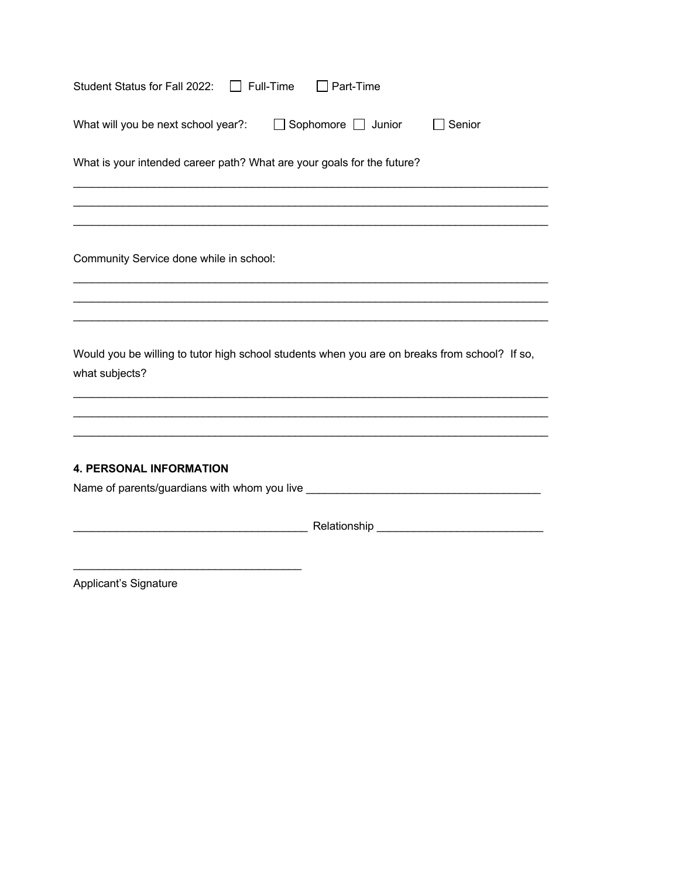Student Status for Fall 2022: ☐ Full-Time ☐ Part-Time

What will you be next school year?: ☐ Sophomore ☐ Junior ☐ Senior

What is your intended career path? What are your goals for the future?

\_\_\_\_\_\_\_\_\_\_\_\_\_\_\_\_\_\_\_\_\_\_\_\_\_\_\_\_\_\_\_\_\_\_\_\_\_\_\_\_\_\_\_\_\_\_\_\_\_\_\_\_\_\_\_\_\_\_\_\_\_\_\_\_\_\_\_\_\_\_\_\_\_\_\_\_

\_\_\_\_\_\_\_\_\_\_\_\_\_\_\_\_\_\_\_\_\_\_\_\_\_\_\_\_\_\_\_\_\_\_\_\_\_\_\_\_\_\_\_\_\_\_\_\_\_\_\_\_\_\_\_\_\_\_\_\_\_\_\_\_\_\_\_\_\_\_\_\_\_\_\_\_

\_\_\_\_\_\_\_\_\_\_\_\_\_\_\_\_\_\_\_\_\_\_\_\_\_\_\_\_\_\_\_\_\_\_\_\_\_\_\_\_\_\_\_\_\_\_\_\_\_\_\_\_\_\_\_\_\_\_\_\_\_\_\_\_\_\_\_\_\_\_\_\_\_\_\_\_

Community Service done while in school:

\_\_\_\_\_\_\_\_\_\_\_\_\_\_\_\_\_\_\_\_\_\_\_\_\_\_\_\_\_\_\_\_\_\_\_\_\_\_\_\_\_\_\_\_\_\_\_\_\_\_\_\_\_\_\_\_\_\_\_\_\_\_\_\_\_\_\_\_\_\_\_\_\_\_\_\_

\_\_\_\_\_\_\_\_\_\_\_\_\_\_\_\_\_\_\_\_\_\_\_\_\_\_\_\_\_\_\_\_\_\_\_\_\_\_\_\_\_\_\_\_\_\_\_\_\_\_\_\_\_\_\_\_\_\_\_\_\_\_\_\_\_\_\_\_\_\_\_\_\_\_\_\_

\_\_\_\_\_\_\_\_\_\_\_\_\_\_\_\_\_\_\_\_\_\_\_\_\_\_\_\_\_\_\_\_\_\_\_\_\_\_\_\_\_\_\_\_\_\_\_\_\_\_\_\_\_\_\_\_\_\_\_\_\_\_\_\_\_\_\_\_\_\_\_\_\_\_\_\_

Would you be willing to tutor high school students when you are on breaks from school? If so, what subjects?

\_\_\_\_\_\_\_\_\_\_\_\_\_\_\_\_\_\_\_\_\_\_\_\_\_\_\_\_\_\_\_\_\_\_\_\_\_\_\_\_\_\_\_\_\_\_\_\_\_\_\_\_\_\_\_\_\_\_\_\_\_\_\_\_\_\_\_\_\_\_\_\_\_\_\_\_

\_\_\_\_\_\_\_\_\_\_\_\_\_\_\_\_\_\_\_\_\_\_\_\_\_\_\_\_\_\_\_\_\_\_\_\_\_\_\_\_\_\_\_\_\_\_\_\_\_\_\_\_\_\_\_\_\_\_\_\_\_\_\_\_\_\_\_\_\_\_\_\_\_\_\_\_

\_\_\_\_\_\_\_\_\_\_\_\_\_\_\_\_\_\_\_\_\_\_\_\_\_\_\_\_\_\_\_\_\_\_\_\_\_\_\_\_\_\_\_\_\_\_\_\_\_\_\_\_\_\_\_\_\_\_\_\_\_\_\_\_\_\_\_\_\_\_\_\_\_\_\_\_

**4. PERSONAL INFORMATION**

Name of parents/guardians with whom you live \_\_\_\_\_\_\_\_\_\_\_\_\_\_\_\_\_\_\_\_\_\_\_\_\_\_\_\_\_\_\_\_\_\_\_\_\_\_

\_\_\_\_\_\_\_\_\_\_\_\_\_\_\_\_\_\_\_\_\_\_\_\_\_\_\_\_\_\_\_\_\_\_\_\_\_\_ Relationship \_\_\_\_\_\_\_\_\_\_\_\_\_\_\_\_\_\_\_\_\_\_\_\_\_\_\_

\_\_\_\_\_\_\_\_\_\_\_\_\_\_\_\_\_\_\_\_\_\_\_\_\_\_\_\_\_\_\_\_\_\_\_\_\_\_

Applicant's Signature